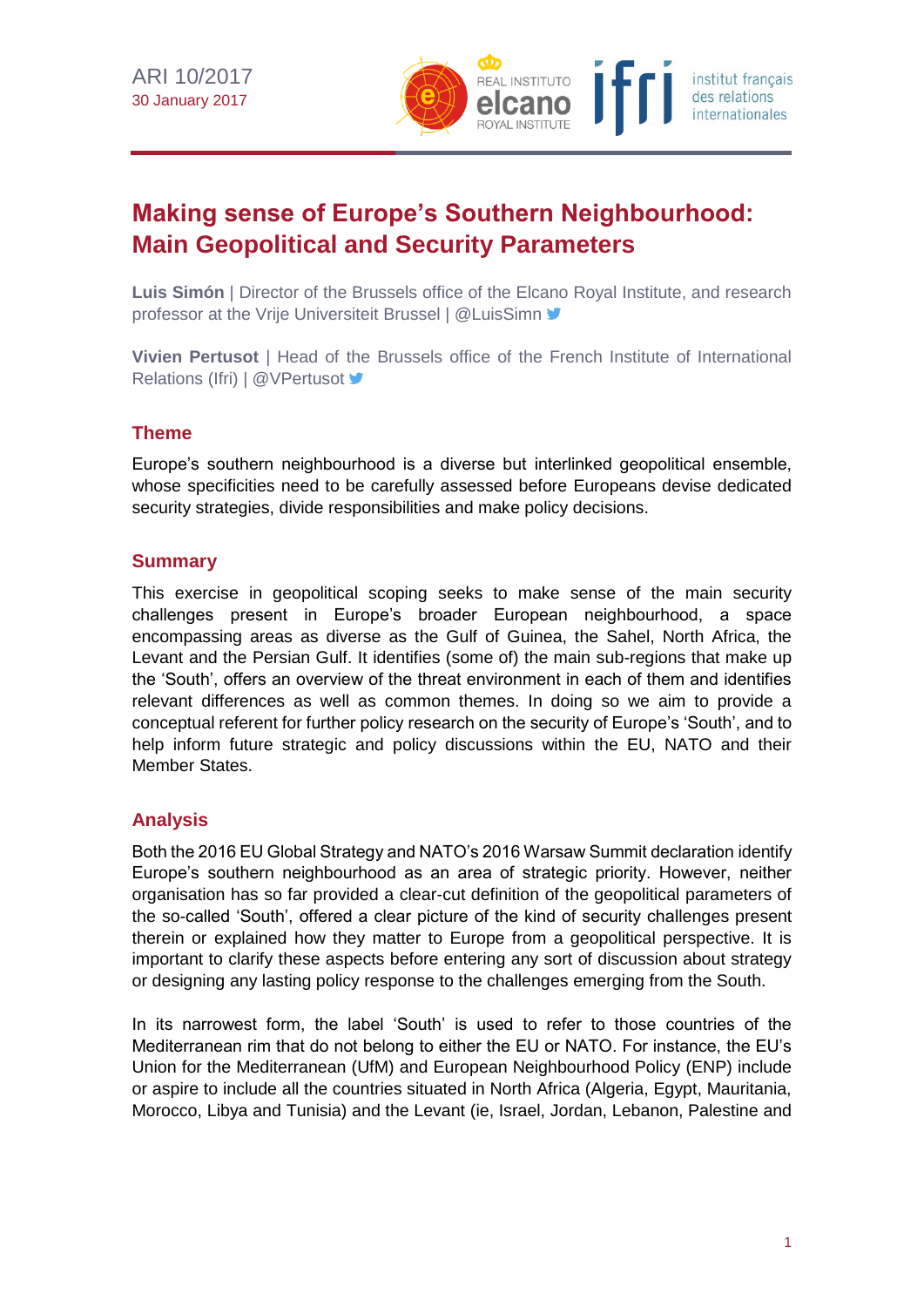ARI 10/2017
30 January 2017

# Making sense of Europe's Southern Neighbourhood: Main Geopolitical and Security Parameters

**Luis Simón** | Director of the Brussels office of the Elcano Royal Institute, and research professor at the Vrije Universiteit Brussel | @LuisSimn

**Vivien Pertusot** | Head of the Brussels office of the French Institute of International Relations (Ifri) | @VPertusot

## Theme

Europe's southern neighbourhood is a diverse but interlinked geopolitical ensemble, whose specificities need to be carefully assessed before Europeans devise dedicated security strategies, divide responsibilities and make policy decisions.

## Summary

This exercise in geopolitical scoping seeks to make sense of the main security challenges present in Europe's broader European neighbourhood, a space encompassing areas as diverse as the Gulf of Guinea, the Sahel, North Africa, the Levant and the Persian Gulf. It identifies (some of) the main sub-regions that make up the 'South', offers an overview of the threat environment in each of them and identifies relevant differences as well as common themes. In doing so we aim to provide a conceptual referent for further policy research on the security of Europe's 'South', and to help inform future strategic and policy discussions within the EU, NATO and their Member States.

## Analysis

Both the 2016 EU Global Strategy and NATO's 2016 Warsaw Summit declaration identify Europe's southern neighbourhood as an area of strategic priority. However, neither organisation has so far provided a clear-cut definition of the geopolitical parameters of the so-called 'South', offered a clear picture of the kind of security challenges present therein or explained how they matter to Europe from a geopolitical perspective. It is important to clarify these aspects before entering any sort of discussion about strategy or designing any lasting policy response to the challenges emerging from the South.

In its narrowest form, the label 'South' is used to refer to those countries of the Mediterranean rim that do not belong to either the EU or NATO. For instance, the EU's Union for the Mediterranean (UfM) and European Neighbourhood Policy (ENP) include or aspire to include all the countries situated in North Africa (Algeria, Egypt, Mauritania, Morocco, Libya and Tunisia) and the Levant (ie, Israel, Jordan, Lebanon, Palestine and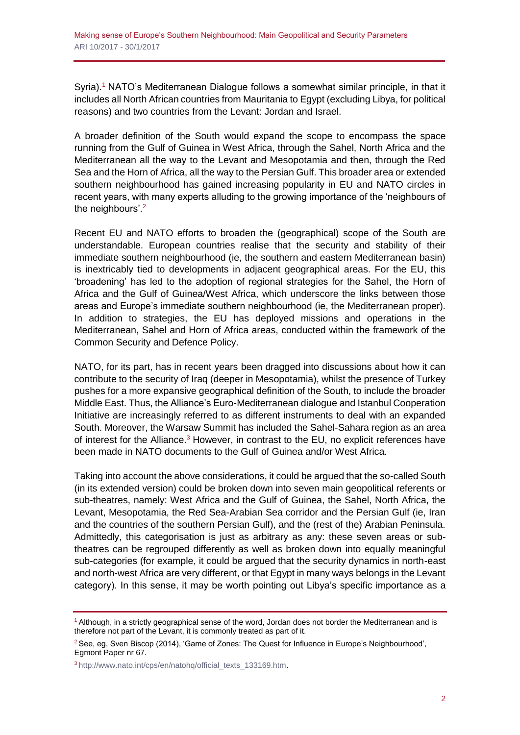Syria).[1] NATO's Mediterranean Dialogue follows a somewhat similar principle, in that it includes all North African countries from Mauritania to Egypt (excluding Libya, for political reasons) and two countries from the Levant: Jordan and Israel.

A broader definition of the South would expand the scope to encompass the space running from the Gulf of Guinea in West Africa, through the Sahel, North Africa and the Mediterranean all the way to the Levant and Mesopotamia and then, through the Red Sea and the Horn of Africa, all the way to the Persian Gulf. This broader area or extended southern neighbourhood has gained increasing popularity in EU and NATO circles in recent years, with many experts alluding to the growing importance of the 'neighbours of the neighbours'.[2]

Recent EU and NATO efforts to broaden the (geographical) scope of the South are understandable. European countries realise that the security and stability of their immediate southern neighbourhood (ie, the southern and eastern Mediterranean basin) is inextricably tied to developments in adjacent geographical areas. For the EU, this 'broadening' has led to the adoption of regional strategies for the Sahel, the Horn of Africa and the Gulf of Guinea/West Africa, which underscore the links between those areas and Europe's immediate southern neighbourhood (ie, the Mediterranean proper). In addition to strategies, the EU has deployed missions and operations in the Mediterranean, Sahel and Horn of Africa areas, conducted within the framework of the Common Security and Defence Policy.

NATO, for its part, has in recent years been dragged into discussions about how it can contribute to the security of Iraq (deeper in Mesopotamia), whilst the presence of Turkey pushes for a more expansive geographical definition of the South, to include the broader Middle East. Thus, the Alliance's Euro-Mediterranean dialogue and Istanbul Cooperation Initiative are increasingly referred to as different instruments to deal with an expanded South. Moreover, the Warsaw Summit has included the Sahel-Sahara region as an area of interest for the Alliance.[3] However, in contrast to the EU, no explicit references have been made in NATO documents to the Gulf of Guinea and/or West Africa.

Taking into account the above considerations, it could be argued that the so-called South (in its extended version) could be broken down into seven main geopolitical referents or sub-theatres, namely: West Africa and the Gulf of Guinea, the Sahel, North Africa, the Levant, Mesopotamia, the Red Sea-Arabian Sea corridor and the Persian Gulf (ie, Iran and the countries of the southern Persian Gulf), and the (rest of the) Arabian Peninsula. Admittedly, this categorisation is just as arbitrary as any: these seven areas or sub-theatres can be regrouped differently as well as broken down into equally meaningful sub-categories (for example, it could be argued that the security dynamics in north-east and north-west Africa are very different, or that Egypt in many ways belongs in the Levant category). In this sense, it may be worth pointing out Libya's specific importance as a

---

[1] Although, in a strictly geographical sense of the word, Jordan does not border the Mediterranean and is therefore not part of the Levant, it is commonly treated as part of it.

[2] See, eg, Sven Biscop (2014), 'Game of Zones: The Quest for Influence in Europe's Neighbourhood', Egmont Paper nr 67.

[3] http://www.nato.int/cps/en/natohq/official_texts_133169.htm.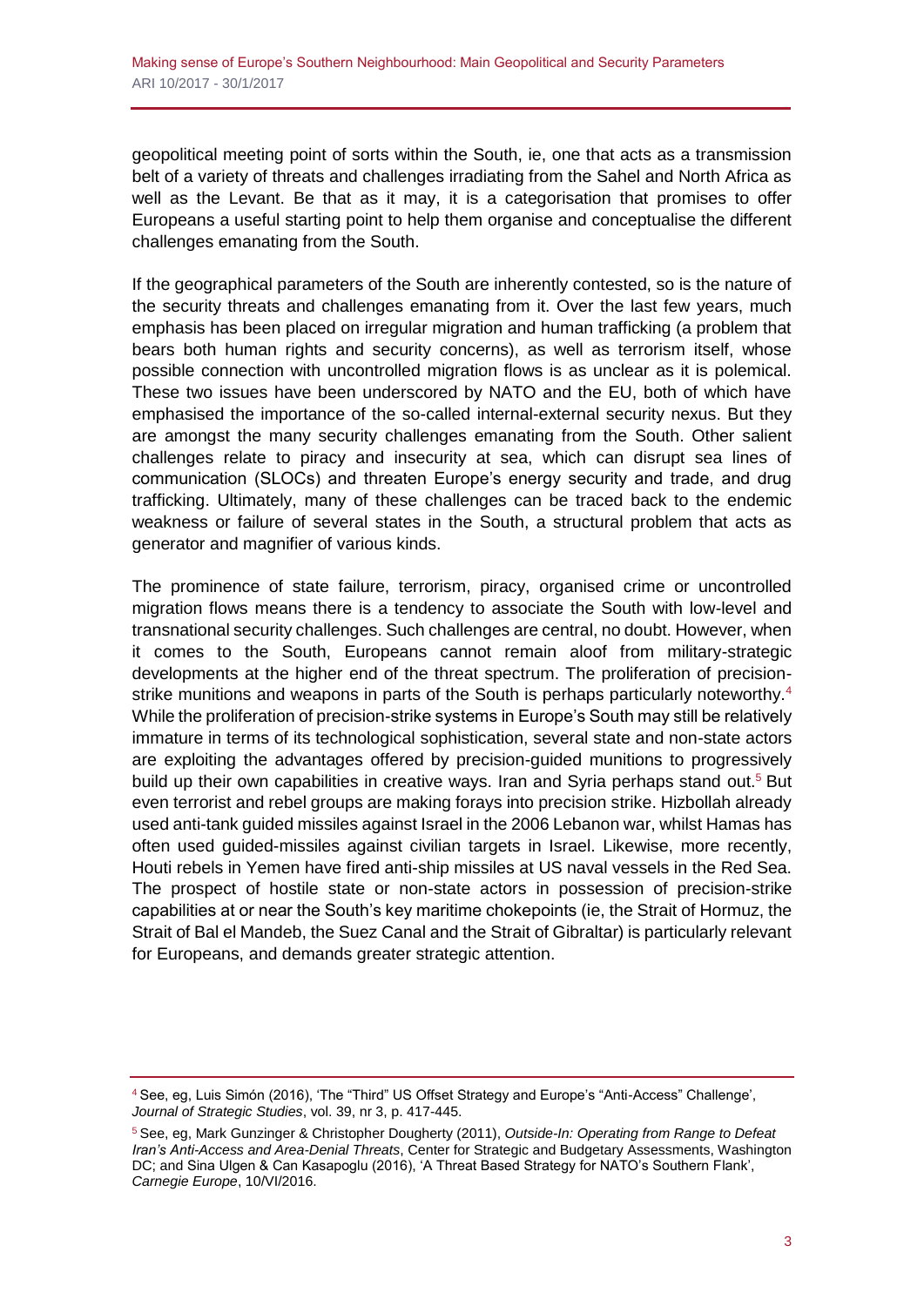geopolitical meeting point of sorts within the South, ie, one that acts as a transmission belt of a variety of threats and challenges irradiating from the Sahel and North Africa as well as the Levant. Be that as it may, it is a categorisation that promises to offer Europeans a useful starting point to help them organise and conceptualise the different challenges emanating from the South.

If the geographical parameters of the South are inherently contested, so is the nature of the security threats and challenges emanating from it. Over the last few years, much emphasis has been placed on irregular migration and human trafficking (a problem that bears both human rights and security concerns), as well as terrorism itself, whose possible connection with uncontrolled migration flows is as unclear as it is polemical. These two issues have been underscored by NATO and the EU, both of which have emphasised the importance of the so-called internal-external security nexus. But they are amongst the many security challenges emanating from the South. Other salient challenges relate to piracy and insecurity at sea, which can disrupt sea lines of communication (SLOCs) and threaten Europe's energy security and trade, and drug trafficking. Ultimately, many of these challenges can be traced back to the endemic weakness or failure of several states in the South, a structural problem that acts as generator and magnifier of various kinds.

The prominence of state failure, terrorism, piracy, organised crime or uncontrolled migration flows means there is a tendency to associate the South with low-level and transnational security challenges. Such challenges are central, no doubt. However, when it comes to the South, Europeans cannot remain aloof from military-strategic developments at the higher end of the threat spectrum. The proliferation of precision-strike munitions and weapons in parts of the South is perhaps particularly noteworthy.[4] While the proliferation of precision-strike systems in Europe's South may still be relatively immature in terms of its technological sophistication, several state and non-state actors are exploiting the advantages offered by precision-guided munitions to progressively build up their own capabilities in creative ways. Iran and Syria perhaps stand out.[5] But even terrorist and rebel groups are making forays into precision strike. Hizbollah already used anti-tank guided missiles against Israel in the 2006 Lebanon war, whilst Hamas has often used guided-missiles against civilian targets in Israel. Likewise, more recently, Houti rebels in Yemen have fired anti-ship missiles at US naval vessels in the Red Sea. The prospect of hostile state or non-state actors in possession of precision-strike capabilities at or near the South's key maritime chokepoints (ie, the Strait of Hormuz, the Strait of Bal el Mandeb, the Suez Canal and the Strait of Gibraltar) is particularly relevant for Europeans, and demands greater strategic attention.

---

[4] See, eg, Luis Simón (2016), 'The "Third" US Offset Strategy and Europe's "Anti-Access" Challenge', *Journal of Strategic Studies*, vol. 39, nr 3, p. 417-445.

[5] See, eg, Mark Gunzinger & Christopher Dougherty (2011), *Outside-In: Operating from Range to Defeat Iran's Anti-Access and Area-Denial Threats*, Center for Strategic and Budgetary Assessments, Washington DC; and Sina Ulgen & Can Kasapoglu (2016), 'A Threat Based Strategy for NATO's Southern Flank', *Carnegie Europe*, 10/VI/2016.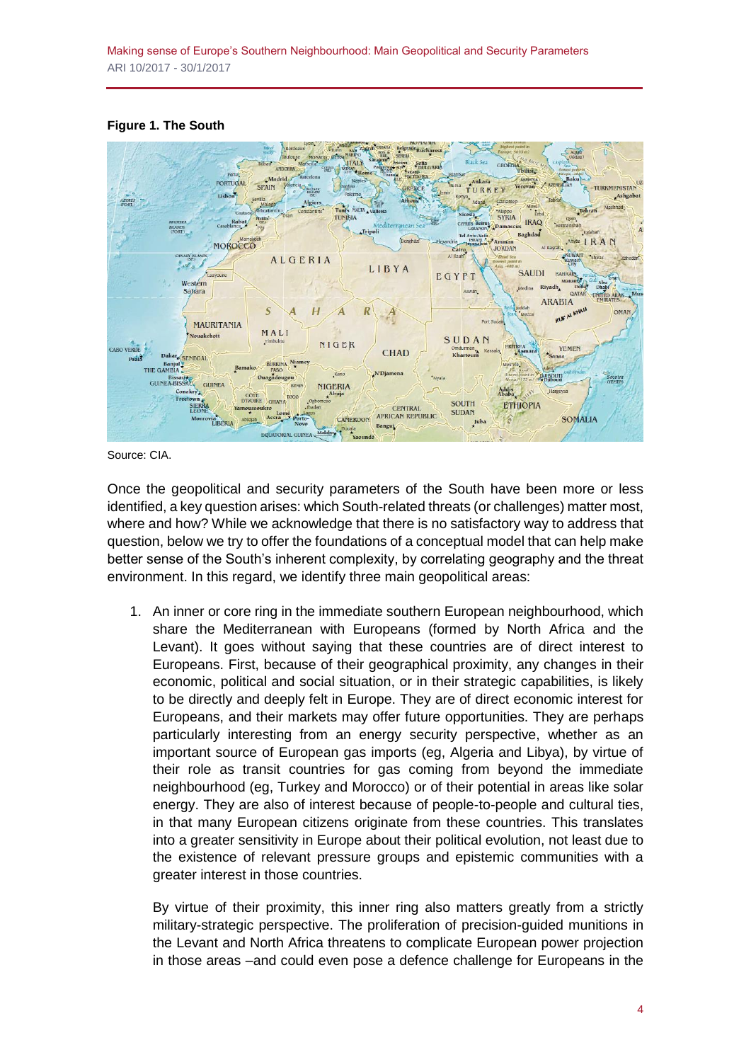**Figure 1. The South**

Source: CIA.

Once the geopolitical and security parameters of the South have been more or less identified, a key question arises: which South-related threats (or challenges) matter most, where and how? While we acknowledge that there is no satisfactory way to address that question, below we try to offer the foundations of a conceptual model that can help make better sense of the South's inherent complexity, by correlating geography and the threat environment. In this regard, we identify three main geopolitical areas:

1. An inner or core ring in the immediate southern European neighbourhood, which share the Mediterranean with Europeans (formed by North Africa and the Levant). It goes without saying that these countries are of direct interest to Europeans. First, because of their geographical proximity, any changes in their economic, political and social situation, or in their strategic capabilities, is likely to be directly and deeply felt in Europe. They are of direct economic interest for Europeans, and their markets may offer future opportunities. They are perhaps particularly interesting from an energy security perspective, whether as an important source of European gas imports (eg, Algeria and Libya), by virtue of their role as transit countries for gas coming from beyond the immediate neighbourhood (eg, Turkey and Morocco) or of their potential in areas like solar energy. They are also of interest because of people-to-people and cultural ties, in that many European citizens originate from these countries. This translates into a greater sensitivity in Europe about their political evolution, not least due to the existence of relevant pressure groups and epistemic communities with a greater interest in those countries.

   By virtue of their proximity, this inner ring also matters greatly from a strictly military-strategic perspective. The proliferation of precision-guided munitions in the Levant and North Africa threatens to complicate European power projection in those areas –and could even pose a defence challenge for Europeans in the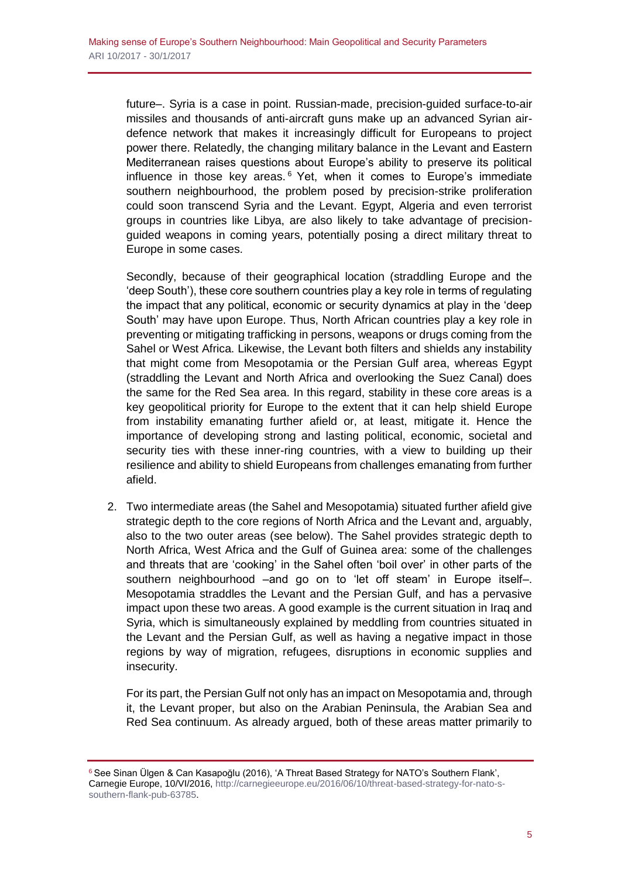future–. Syria is a case in point. Russian-made, precision-guided surface-to-air missiles and thousands of anti-aircraft guns make up an advanced Syrian air-defence network that makes it increasingly difficult for Europeans to project power there. Relatedly, the changing military balance in the Levant and Eastern Mediterranean raises questions about Europe's ability to preserve its political influence in those key areas.[6] Yet, when it comes to Europe's immediate southern neighbourhood, the problem posed by precision-strike proliferation could soon transcend Syria and the Levant. Egypt, Algeria and even terrorist groups in countries like Libya, are also likely to take advantage of precision-guided weapons in coming years, potentially posing a direct military threat to Europe in some cases.

Secondly, because of their geographical location (straddling Europe and the 'deep South'), these core southern countries play a key role in terms of regulating the impact that any political, economic or security dynamics at play in the 'deep South' may have upon Europe. Thus, North African countries play a key role in preventing or mitigating trafficking in persons, weapons or drugs coming from the Sahel or West Africa. Likewise, the Levant both filters and shields any instability that might come from Mesopotamia or the Persian Gulf area, whereas Egypt (straddling the Levant and North Africa and overlooking the Suez Canal) does the same for the Red Sea area. In this regard, stability in these core areas is a key geopolitical priority for Europe to the extent that it can help shield Europe from instability emanating further afield or, at least, mitigate it. Hence the importance of developing strong and lasting political, economic, societal and security ties with these inner-ring countries, with a view to building up their resilience and ability to shield Europeans from challenges emanating from further afield.

2. Two intermediate areas (the Sahel and Mesopotamia) situated further afield give strategic depth to the core regions of North Africa and the Levant and, arguably, also to the two outer areas (see below). The Sahel provides strategic depth to North Africa, West Africa and the Gulf of Guinea area: some of the challenges and threats that are 'cooking' in the Sahel often 'boil over' in other parts of the southern neighbourhood –and go on to 'let off steam' in Europe itself–. Mesopotamia straddles the Levant and the Persian Gulf, and has a pervasive impact upon these two areas. A good example is the current situation in Iraq and Syria, which is simultaneously explained by meddling from countries situated in the Levant and the Persian Gulf, as well as having a negative impact in those regions by way of migration, refugees, disruptions in economic supplies and insecurity.

   For its part, the Persian Gulf not only has an impact on Mesopotamia and, through it, the Levant proper, but also on the Arabian Peninsula, the Arabian Sea and Red Sea continuum. As already argued, both of these areas matter primarily to

[6] See Sinan Ülgen & Can Kasapoğlu (2016), 'A Threat Based Strategy for NATO's Southern Flank', Carnegie Europe, 10/VI/2016, http://carnegieeurope.eu/2016/06/10/threat-based-strategy-for-nato-s-southern-flank-pub-63785.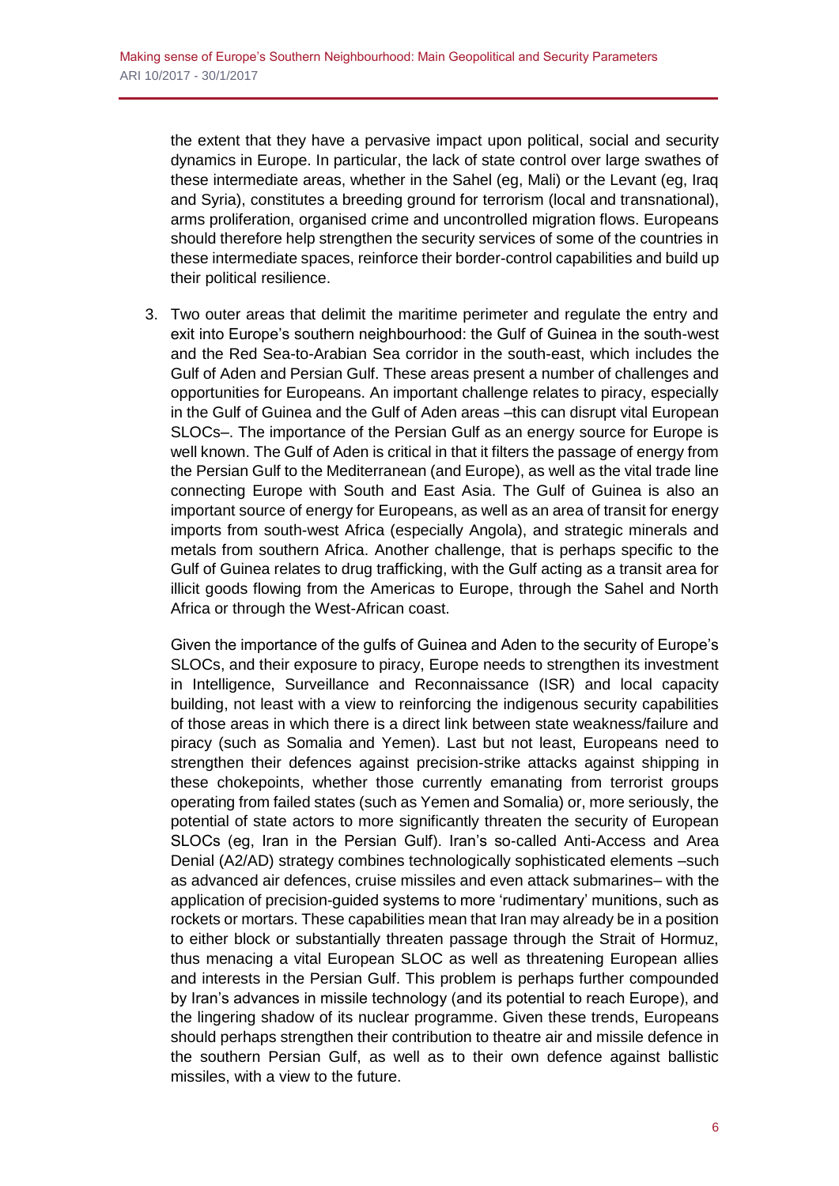the extent that they have a pervasive impact upon political, social and security dynamics in Europe. In particular, the lack of state control over large swathes of these intermediate areas, whether in the Sahel (eg, Mali) or the Levant (eg, Iraq and Syria), constitutes a breeding ground for terrorism (local and transnational), arms proliferation, organised crime and uncontrolled migration flows. Europeans should therefore help strengthen the security services of some of the countries in these intermediate spaces, reinforce their border-control capabilities and build up their political resilience.

3. Two outer areas that delimit the maritime perimeter and regulate the entry and exit into Europe's southern neighbourhood: the Gulf of Guinea in the south-west and the Red Sea-to-Arabian Sea corridor in the south-east, which includes the Gulf of Aden and Persian Gulf. These areas present a number of challenges and opportunities for Europeans. An important challenge relates to piracy, especially in the Gulf of Guinea and the Gulf of Aden areas –this can disrupt vital European SLOCs–. The importance of the Persian Gulf as an energy source for Europe is well known. The Gulf of Aden is critical in that it filters the passage of energy from the Persian Gulf to the Mediterranean (and Europe), as well as the vital trade line connecting Europe with South and East Asia. The Gulf of Guinea is also an important source of energy for Europeans, as well as an area of transit for energy imports from south-west Africa (especially Angola), and strategic minerals and metals from southern Africa. Another challenge, that is perhaps specific to the Gulf of Guinea relates to drug trafficking, with the Gulf acting as a transit area for illicit goods flowing from the Americas to Europe, through the Sahel and North Africa or through the West-African coast.

   Given the importance of the gulfs of Guinea and Aden to the security of Europe's SLOCs, and their exposure to piracy, Europe needs to strengthen its investment in Intelligence, Surveillance and Reconnaissance (ISR) and local capacity building, not least with a view to reinforcing the indigenous security capabilities of those areas in which there is a direct link between state weakness/failure and piracy (such as Somalia and Yemen). Last but not least, Europeans need to strengthen their defences against precision-strike attacks against shipping in these chokepoints, whether those currently emanating from terrorist groups operating from failed states (such as Yemen and Somalia) or, more seriously, the potential of state actors to more significantly threaten the security of European SLOCs (eg, Iran in the Persian Gulf). Iran's so-called Anti-Access and Area Denial (A2/AD) strategy combines technologically sophisticated elements –such as advanced air defences, cruise missiles and even attack submarines– with the application of precision-guided systems to more 'rudimentary' munitions, such as rockets or mortars. These capabilities mean that Iran may already be in a position to either block or substantially threaten passage through the Strait of Hormuz, thus menacing a vital European SLOC as well as threatening European allies and interests in the Persian Gulf. This problem is perhaps further compounded by Iran's advances in missile technology (and its potential to reach Europe), and the lingering shadow of its nuclear programme. Given these trends, Europeans should perhaps strengthen their contribution to theatre air and missile defence in the southern Persian Gulf, as well as to their own defence against ballistic missiles, with a view to the future.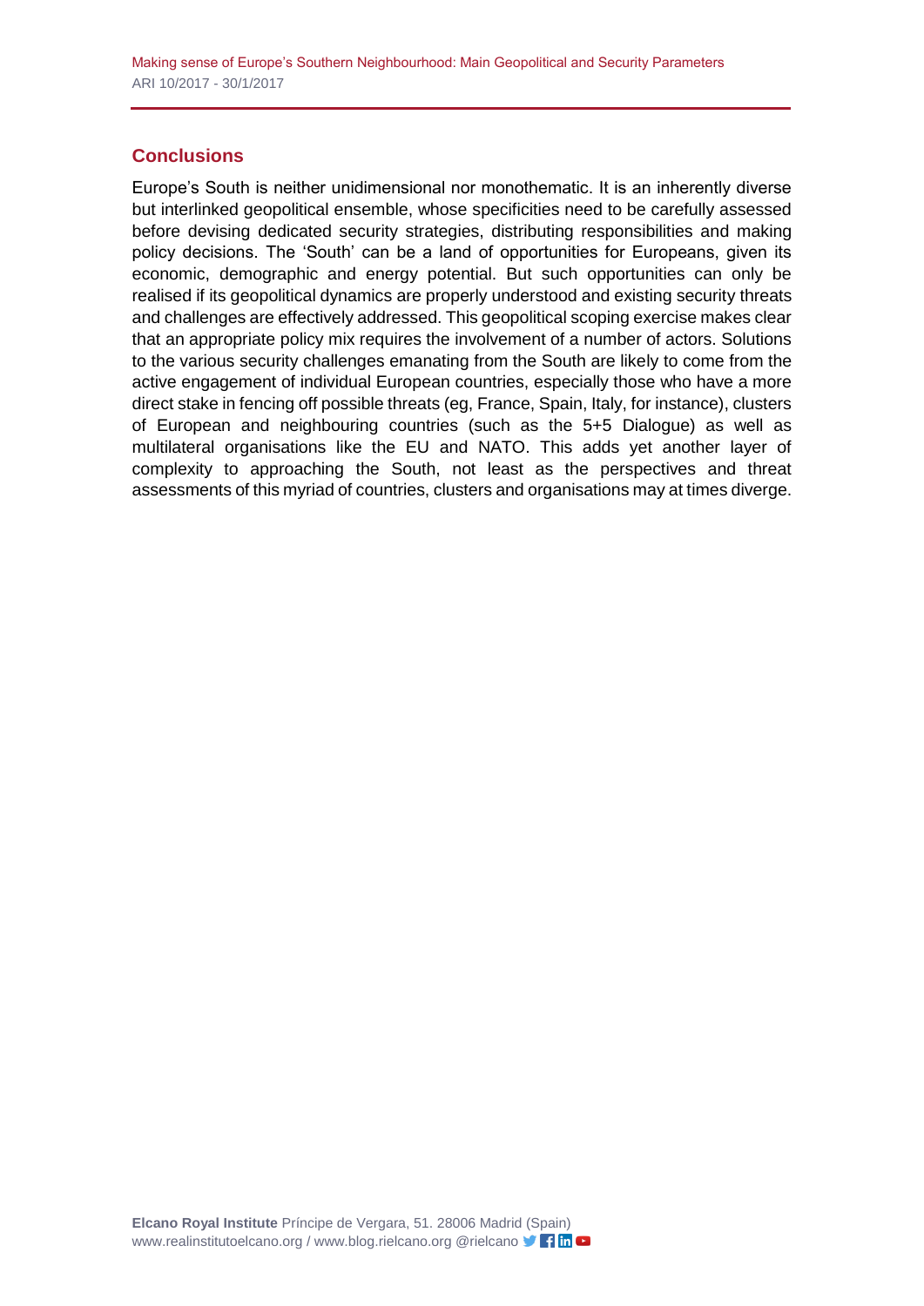## Conclusions

Europe's South is neither unidimensional nor monothematic. It is an inherently diverse but interlinked geopolitical ensemble, whose specificities need to be carefully assessed before devising dedicated security strategies, distributing responsibilities and making policy decisions. The 'South' can be a land of opportunities for Europeans, given its economic, demographic and energy potential. But such opportunities can only be realised if its geopolitical dynamics are properly understood and existing security threats and challenges are effectively addressed. This geopolitical scoping exercise makes clear that an appropriate policy mix requires the involvement of a number of actors. Solutions to the various security challenges emanating from the South are likely to come from the active engagement of individual European countries, especially those who have a more direct stake in fencing off possible threats (eg, France, Spain, Italy, for instance), clusters of European and neighbouring countries (such as the 5+5 Dialogue) as well as multilateral organisations like the EU and NATO. This adds yet another layer of complexity to approaching the South, not least as the perspectives and threat assessments of this myriad of countries, clusters and organisations may at times diverge.